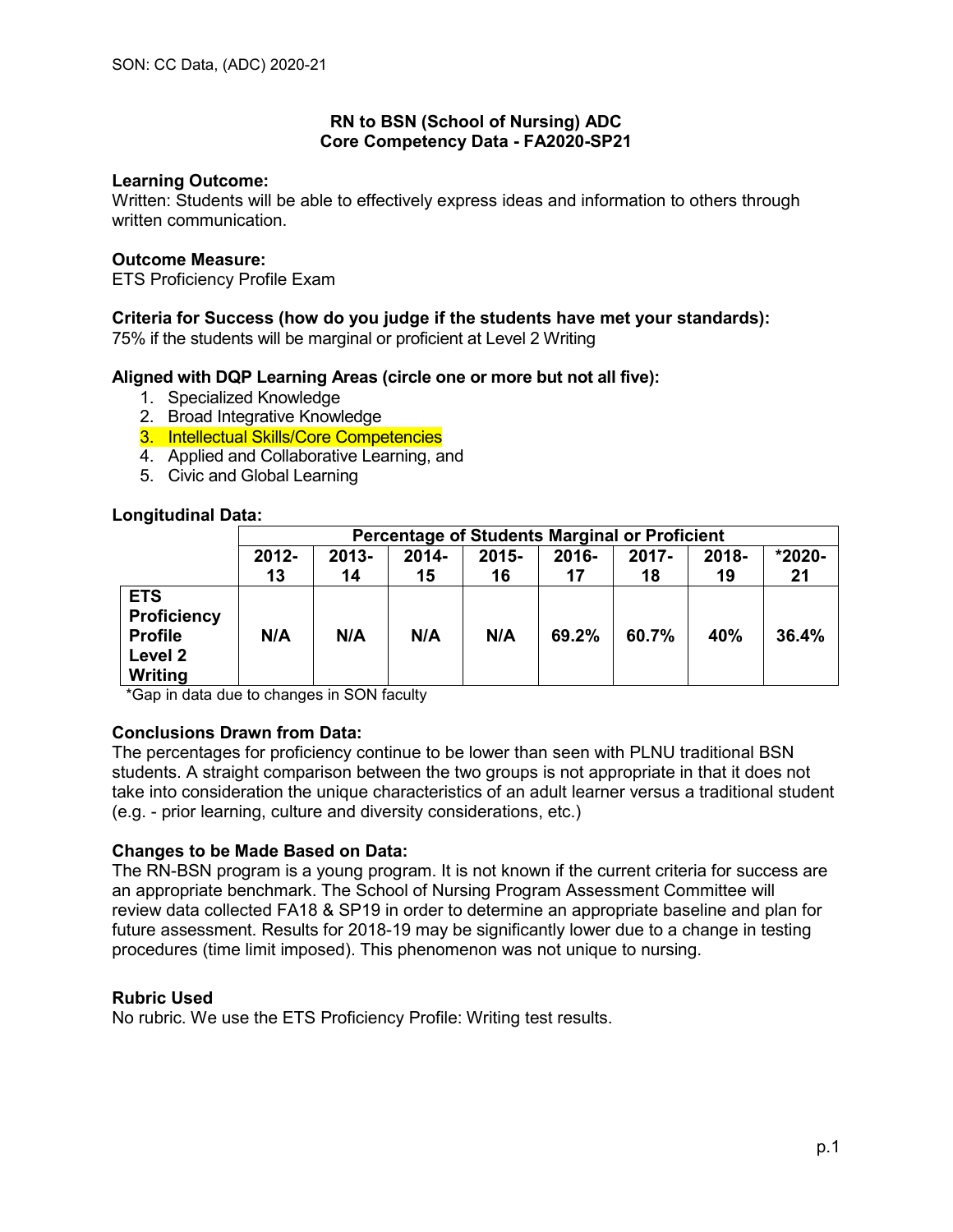# RN to BSN (School of Nursing) ADC
## Core Competency Data - FA2020-SP21

**Learning Outcome:**
Written: Students will be able to effectively express ideas and information to others through written communication.

**Outcome Measure:**
ETS Proficiency Profile Exam

**Criteria for Success (how do you judge if the students have met your standards):**
75% if the students will be marginal or proficient at Level 2 Writing

**Aligned with DQP Learning Areas (circle one or more but not all five):**

1. Specialized Knowledge
2. Broad Integrative Knowledge
3. Intellectual Skills/Core Competencies
4. Applied and Collaborative Learning, and
5. Civic and Global Learning

**Longitudinal Data:**

| | Percentage of Students Marginal or Proficient | | | | | | | |
|---|---|---|---|---|---|---|---|---|
| | 2012-13 | 2013-14 | 2014-15 | 2015-16 | 2016-17 | 2017-18 | 2018-19 | *2020-21 |
| **ETS Proficiency Profile Level 2 Writing** | **N/A** | **N/A** | **N/A** | **N/A** | **69.2%** | **60.7%** | **40%** | **36.4%** |

*Gap in data due to changes in SON faculty

**Conclusions Drawn from Data:**
The percentages for proficiency continue to be lower than seen with PLNU traditional BSN students. A straight comparison between the two groups is not appropriate in that it does not take into consideration the unique characteristics of an adult learner versus a traditional student (e.g. - prior learning, culture and diversity considerations, etc.)

**Changes to be Made Based on Data:**
The RN-BSN program is a young program. It is not known if the current criteria for success are an appropriate benchmark. The School of Nursing Program Assessment Committee will review data collected FA18 & SP19 in order to determine an appropriate baseline and plan for future assessment. Results for 2018-19 may be significantly lower due to a change in testing procedures (time limit imposed). This phenomenon was not unique to nursing.

**Rubric Used**
No rubric. We use the ETS Proficiency Profile: Writing test results.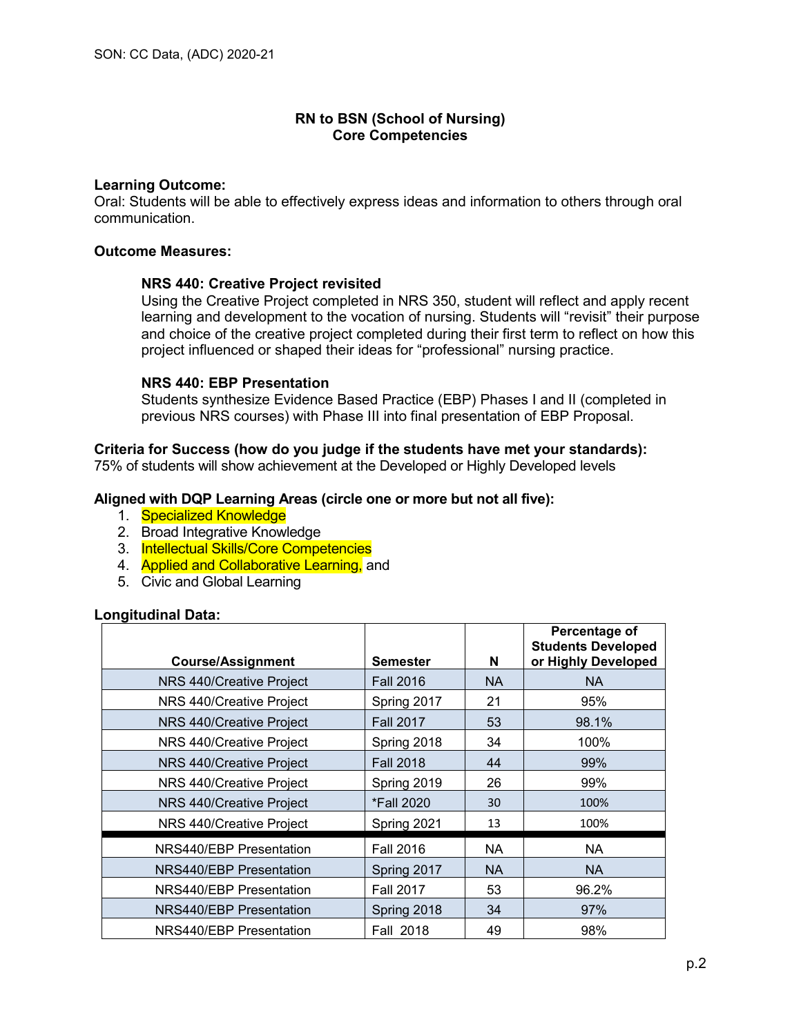## RN to BSN (School of Nursing) Core Competencies

**Learning Outcome:**
Oral: Students will be able to effectively express ideas and information to others through oral communication.

**Outcome Measures:**

**NRS 440: Creative Project revisited**
Using the Creative Project completed in NRS 350, student will reflect and apply recent learning and development to the vocation of nursing. Students will "revisit" their purpose and choice of the creative project completed during their first term to reflect on how this project influenced or shaped their ideas for "professional" nursing practice.

**NRS 440: EBP Presentation**
Students synthesize Evidence Based Practice (EBP) Phases I and II (completed in previous NRS courses) with Phase III into final presentation of EBP Proposal.

**Criteria for Success (how do you judge if the students have met your standards):**
75% of students will show achievement at the Developed or Highly Developed levels

**Aligned with DQP Learning Areas (circle one or more but not all five):**

1. Specialized Knowledge
2. Broad Integrative Knowledge
3. Intellectual Skills/Core Competencies
4. Applied and Collaborative Learning, and
5. Civic and Global Learning

**Longitudinal Data:**

| Course/Assignment | Semester | N | Percentage of Students Developed or Highly Developed |
|---|---|---|---|
| NRS 440/Creative Project | Fall 2016 | NA | NA |
| NRS 440/Creative Project | Spring 2017 | 21 | 95% |
| NRS 440/Creative Project | Fall 2017 | 53 | 98.1% |
| NRS 440/Creative Project | Spring 2018 | 34 | 100% |
| NRS 440/Creative Project | Fall 2018 | 44 | 99% |
| NRS 440/Creative Project | Spring 2019 | 26 | 99% |
| NRS 440/Creative Project | *Fall 2020 | 30 | 100% |
| NRS 440/Creative Project | Spring 2021 | 13 | 100% |
| NRS440/EBP Presentation | Fall 2016 | NA | NA |
| NRS440/EBP Presentation | Spring 2017 | NA | NA |
| NRS440/EBP Presentation | Fall 2017 | 53 | 96.2% |
| NRS440/EBP Presentation | Spring 2018 | 34 | 97% |
| NRS440/EBP Presentation | Fall 2018 | 49 | 98% |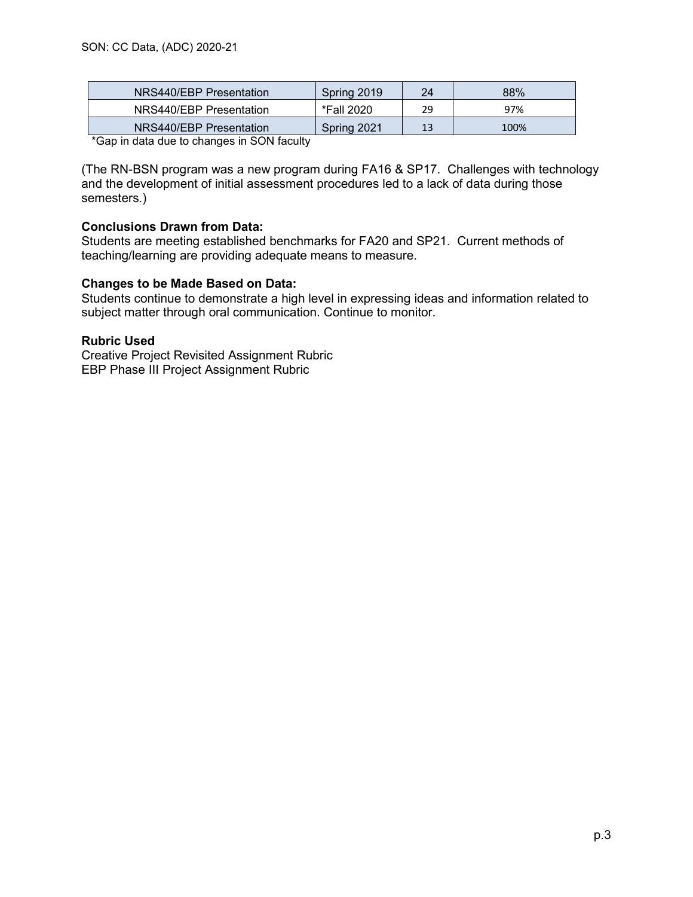| NRS440/EBP Presentation | Spring 2019 | 24 | 88% |
|---|---|---|---|
| NRS440/EBP Presentation | *Fall 2020 | 29 | 97% |
| NRS440/EBP Presentation | Spring 2021 | 13 | 100% |

*Gap in data due to changes in SON faculty

(The RN-BSN program was a new program during FA16 & SP17. Challenges with technology and the development of initial assessment procedures led to a lack of data during those semesters.)

**Conclusions Drawn from Data:**
Students are meeting established benchmarks for FA20 and SP21. Current methods of teaching/learning are providing adequate means to measure.

**Changes to be Made Based on Data:**
Students continue to demonstrate a high level in expressing ideas and information related to subject matter through oral communication. Continue to monitor.

**Rubric Used**
Creative Project Revisited Assignment Rubric
EBP Phase III Project Assignment Rubric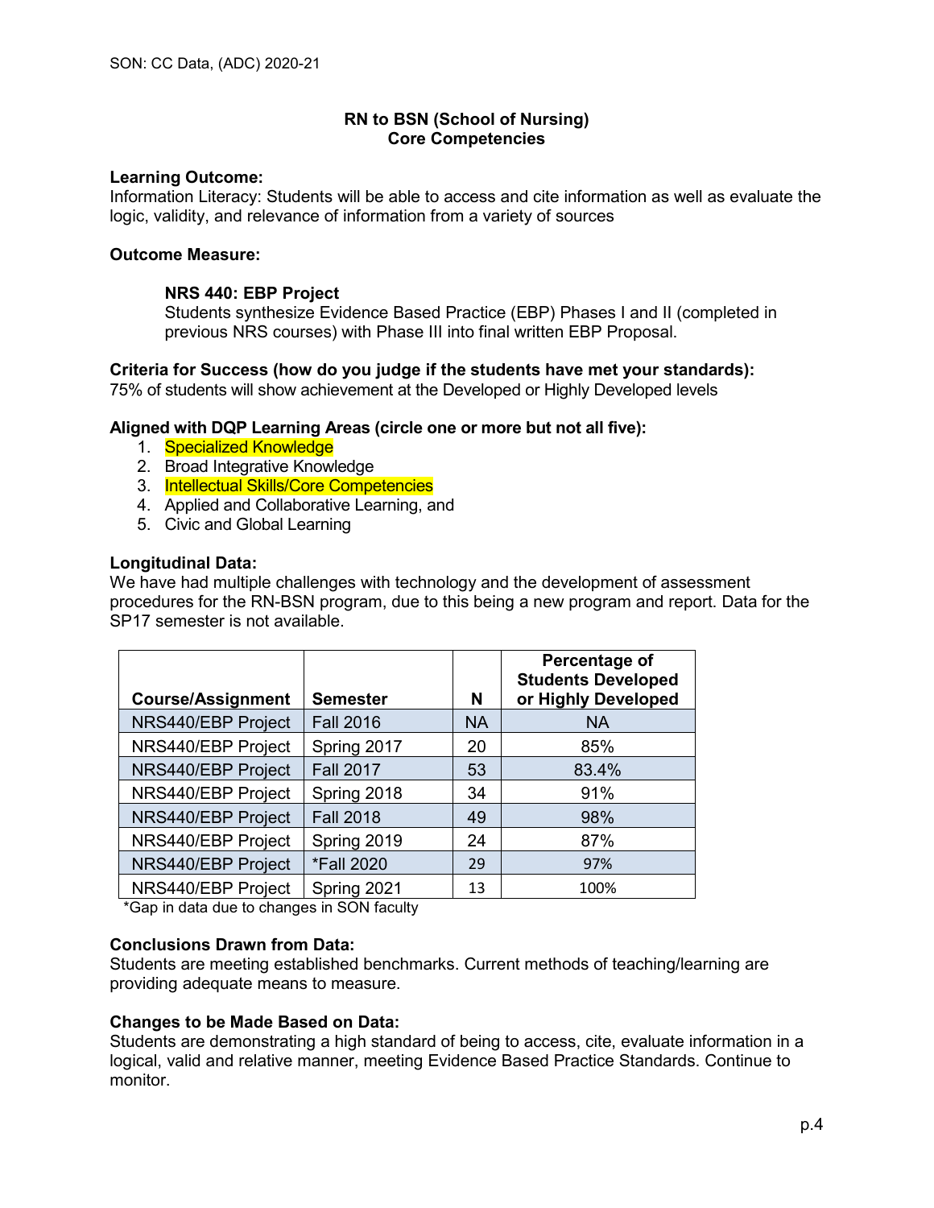**RN to BSN (School of Nursing)**
**Core Competencies**

**Learning Outcome:**
Information Literacy: Students will be able to access and cite information as well as evaluate the logic, validity, and relevance of information from a variety of sources

**Outcome Measure:**

**NRS 440: EBP Project**
Students synthesize Evidence Based Practice (EBP) Phases I and II (completed in previous NRS courses) with Phase III into final written EBP Proposal.

**Criteria for Success (how do you judge if the students have met your standards):**
75% of students will show achievement at the Developed or Highly Developed levels

**Aligned with DQP Learning Areas (circle one or more but not all five):**

1. Specialized Knowledge
2. Broad Integrative Knowledge
3. Intellectual Skills/Core Competencies
4. Applied and Collaborative Learning, and
5. Civic and Global Learning

**Longitudinal Data:**
We have had multiple challenges with technology and the development of assessment procedures for the RN-BSN program, due to this being a new program and report. Data for the SP17 semester is not available.

| Course/Assignment | Semester | N | Percentage of Students Developed or Highly Developed |
|---|---|---|---|
| NRS440/EBP Project | Fall 2016 | NA | NA |
| NRS440/EBP Project | Spring 2017 | 20 | 85% |
| NRS440/EBP Project | Fall 2017 | 53 | 83.4% |
| NRS440/EBP Project | Spring 2018 | 34 | 91% |
| NRS440/EBP Project | Fall 2018 | 49 | 98% |
| NRS440/EBP Project | Spring 2019 | 24 | 87% |
| NRS440/EBP Project | *Fall 2020 | 29 | 97% |
| NRS440/EBP Project | Spring 2021 | 13 | 100% |

*Gap in data due to changes in SON faculty

**Conclusions Drawn from Data:**
Students are meeting established benchmarks. Current methods of teaching/learning are providing adequate means to measure.

**Changes to be Made Based on Data:**
Students are demonstrating a high standard of being to access, cite, evaluate information in a logical, valid and relative manner, meeting Evidence Based Practice Standards. Continue to monitor.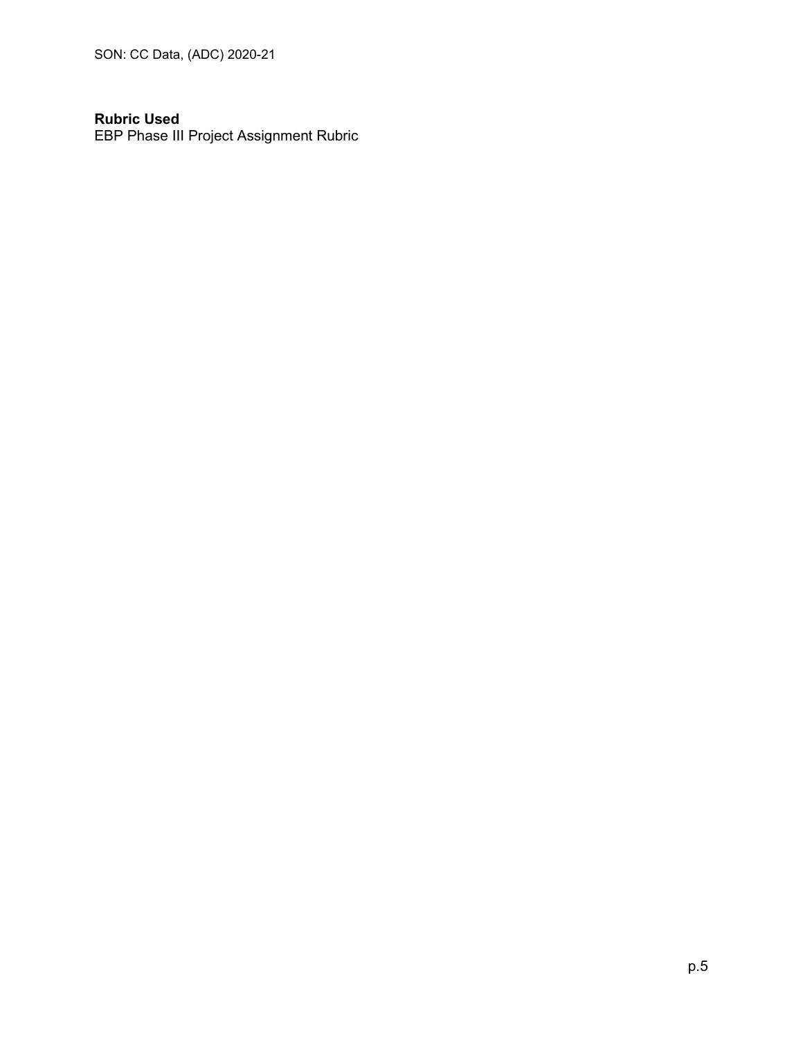**Rubric Used**
EBP Phase III Project Assignment Rubric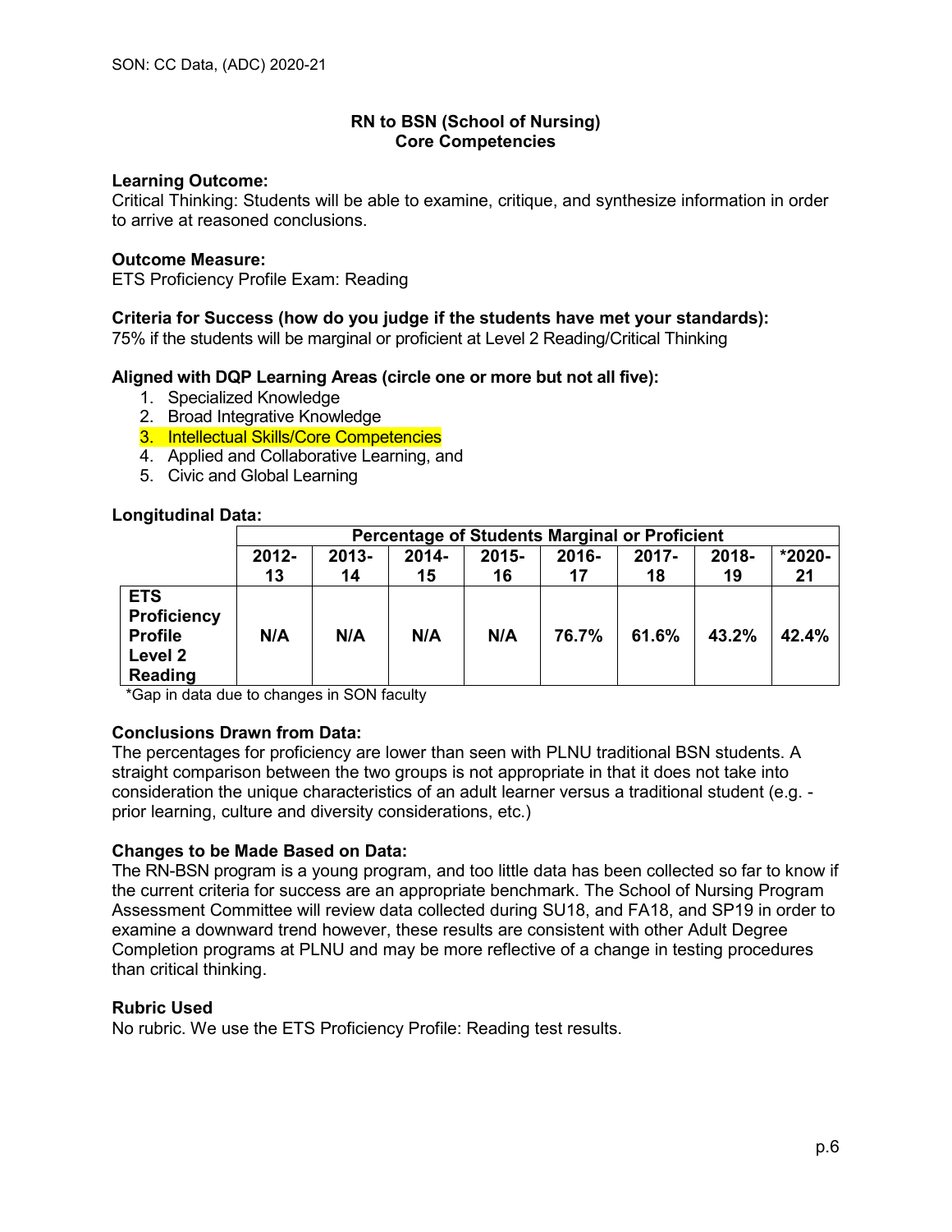## RN to BSN (School of Nursing)
## Core Competencies

**Learning Outcome:**
Critical Thinking: Students will be able to examine, critique, and synthesize information in order to arrive at reasoned conclusions.

**Outcome Measure:**
ETS Proficiency Profile Exam: Reading

**Criteria for Success (how do you judge if the students have met your standards):**
75% if the students will be marginal or proficient at Level 2 Reading/Critical Thinking

**Aligned with DQP Learning Areas (circle one or more but not all five):**

1. Specialized Knowledge
2. Broad Integrative Knowledge
3. Intellectual Skills/Core Competencies
4. Applied and Collaborative Learning, and
5. Civic and Global Learning

**Longitudinal Data:**

| | Percentage of Students Marginal or Proficient | | | | | | | |
|---|---|---|---|---|---|---|---|---|
| | 2012-13 | 2013-14 | 2014-15 | 2015-16 | 2016-17 | 2017-18 | 2018-19 | *2020-21 |
| **ETS Proficiency Profile Level 2 Reading** | **N/A** | **N/A** | **N/A** | **N/A** | **76.7%** | **61.6%** | **43.2%** | **42.4%** |

*Gap in data due to changes in SON faculty

**Conclusions Drawn from Data:**
The percentages for proficiency are lower than seen with PLNU traditional BSN students. A straight comparison between the two groups is not appropriate in that it does not take into consideration the unique characteristics of an adult learner versus a traditional student (e.g. - prior learning, culture and diversity considerations, etc.)

**Changes to be Made Based on Data:**
The RN-BSN program is a young program, and too little data has been collected so far to know if the current criteria for success are an appropriate benchmark. The School of Nursing Program Assessment Committee will review data collected during SU18, and FA18, and SP19 in order to examine a downward trend however, these results are consistent with other Adult Degree Completion programs at PLNU and may be more reflective of a change in testing procedures than critical thinking.

**Rubric Used**
No rubric. We use the ETS Proficiency Profile: Reading test results.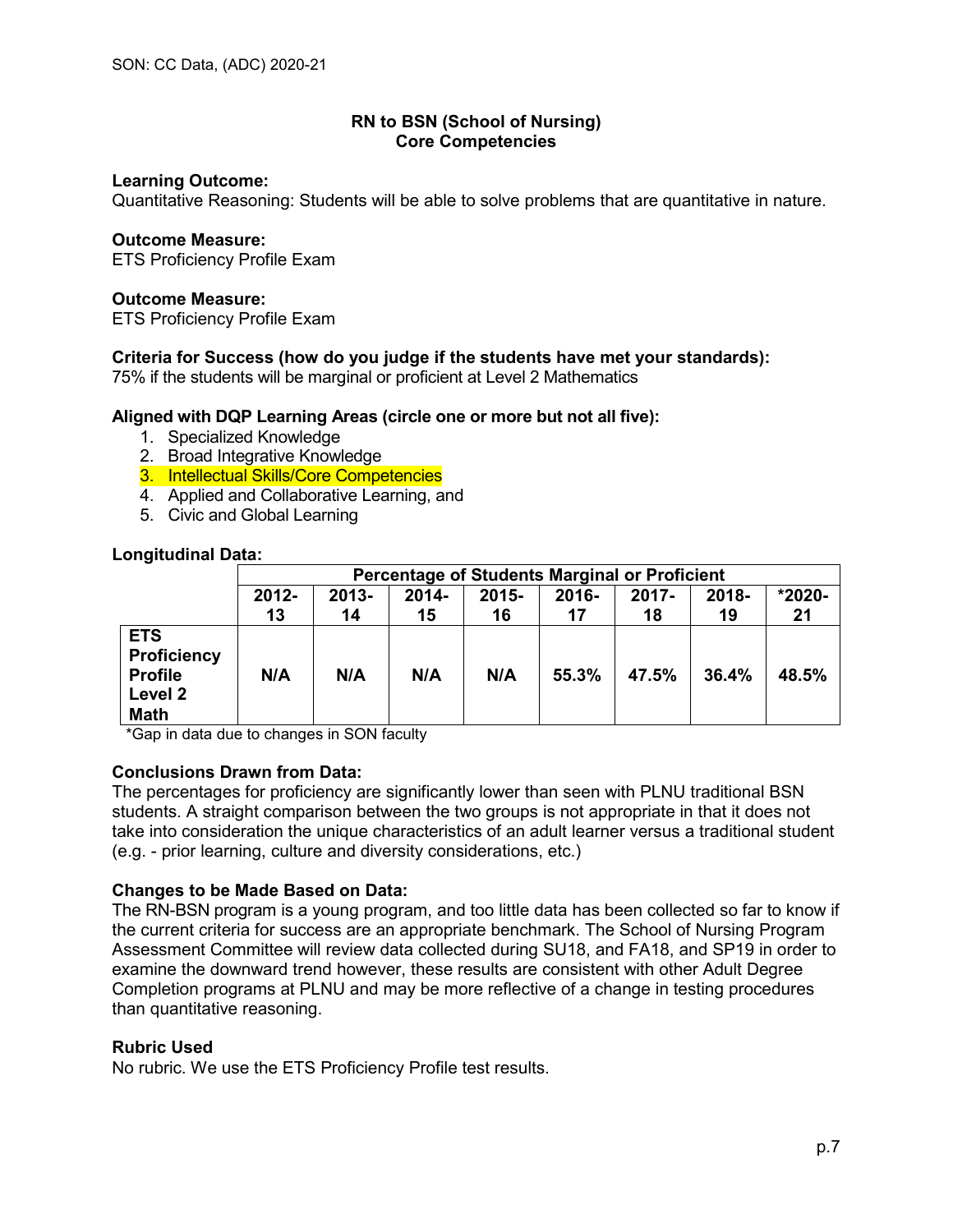SON: CC Data, (ADC) 2020-21

## RN to BSN (School of Nursing)
## Core Competencies

**Learning Outcome:**
Quantitative Reasoning: Students will be able to solve problems that are quantitative in nature.

**Outcome Measure:**
ETS Proficiency Profile Exam

**Outcome Measure:**
ETS Proficiency Profile Exam

**Criteria for Success (how do you judge if the students have met your standards):**
75% if the students will be marginal or proficient at Level 2 Mathematics

**Aligned with DQP Learning Areas (circle one or more but not all five):**

1. Specialized Knowledge
2. Broad Integrative Knowledge
3. Intellectual Skills/Core Competencies
4. Applied and Collaborative Learning, and
5. Civic and Global Learning

**Longitudinal Data:**

| | Percentage of Students Marginal or Proficient | | | | | | | |
|---|---|---|---|---|---|---|---|---|
| | 2012-13 | 2013-14 | 2014-15 | 2015-16 | 2016-17 | 2017-18 | 2018-19 | *2020-21 |
| **ETS Proficiency Profile Level 2 Math** | **N/A** | **N/A** | **N/A** | **N/A** | **55.3%** | **47.5%** | **36.4%** | **48.5%** |

*Gap in data due to changes in SON faculty

**Conclusions Drawn from Data:**
The percentages for proficiency are significantly lower than seen with PLNU traditional BSN students. A straight comparison between the two groups is not appropriate in that it does not take into consideration the unique characteristics of an adult learner versus a traditional student (e.g. - prior learning, culture and diversity considerations, etc.)

**Changes to be Made Based on Data:**
The RN-BSN program is a young program, and too little data has been collected so far to know if the current criteria for success are an appropriate benchmark. The School of Nursing Program Assessment Committee will review data collected during SU18, and FA18, and SP19 in order to examine the downward trend however, these results are consistent with other Adult Degree Completion programs at PLNU and may be more reflective of a change in testing procedures than quantitative reasoning.

**Rubric Used**
No rubric. We use the ETS Proficiency Profile test results.